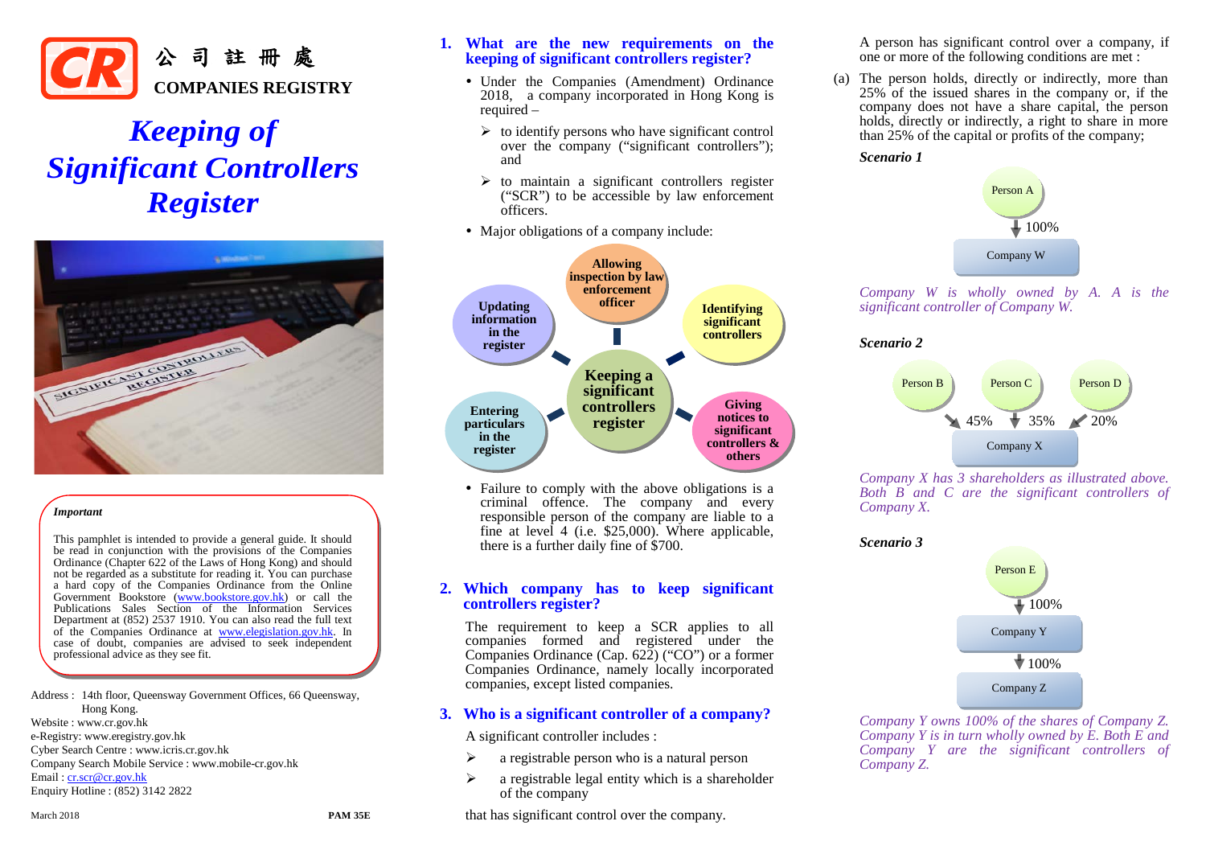公司註冊處

COMPANIES REGISTRY

# Keeping of Significant Controllers Register

*Important*

This pamphlet is intended to provide a general guide. It should be read in conjunction with the provisions of the Companies Ordinance (Chapter 622 of the Laws of Hong Kong) and should not be regarded as a substitute for reading it. You can purchase a hard copy of the Companies Ordinance from the Online Government Bookstore (www.bookstore.gov.hk) or call the Publications Sales Section of the Information Services Department at (852) 2537 1910. You can also read the full text of the Companies Ordinance at www.elegislation.gov.hk. In case of doubt, companies are advised to seek independent professional advice as they see fit.

Address : 14th floor, Queensway Government Offices, 66 Queensway, Hong Kong.
Website : www.cr.gov.hk
e-Registry: www.eregistry.gov.hk
Cyber Search Centre : www.icris.cr.gov.hk
Company Search Mobile Service : www.mobile-cr.gov.hk
Email : cr.scr@cr.gov.hk
Enquiry Hotline : (852) 3142 2822

March 2018 PAM 35E

## 1. What are the new requirements on the keeping of significant controllers register?

- Under the Companies (Amendment) Ordinance 2018, a company incorporated in Hong Kong is required –
  - to identify persons who have significant control over the company ("significant controllers"); and
  - to maintain a significant controllers register ("SCR") to be accessible by law enforcement officers.
- Major obligations of a company include:

Keeping a significant controllers register:
- Identifying significant controllers
- Giving notices to significant controllers & others
- Entering particulars in the register
- Updating information in the register
- Allowing inspection by law enforcement officer

- Failure to comply with the above obligations is a criminal offence. The company and every responsible person of the company are liable to a fine at level 4 (i.e. $25,000). Where applicable, there is a further daily fine of $700.

## 2. Which company has to keep significant controllers register?

The requirement to keep a SCR applies to all companies formed and registered under the Companies Ordinance (Cap. 622) ("CO") or a former Companies Ordinance, namely locally incorporated companies, except listed companies.

## 3. Who is a significant controller of a company?

A significant controller includes :

- a registrable person who is a natural person
- a registrable legal entity which is a shareholder of the company

that has significant control over the company.

A person has significant control over a company, if one or more of the following conditions are met :

(a) The person holds, directly or indirectly, more than 25% of the issued shares in the company or, if the company does not have a share capital, the person holds, directly or indirectly, a right to share in more than 25% of the capital or profits of the company;

**Scenario 1**

Person A → 100% → Company W

*Company W is wholly owned by A. A is the significant controller of Company W.*

**Scenario 2**

Person B (45%), Person C (35%), Person D (20%) → Company X

*Company X has 3 shareholders as illustrated above. Both B and C are the significant controllers of Company X.*

**Scenario 3**

Person E → 100% → Company Y → 100% → Company Z

*Company Y owns 100% of the shares of Company Z. Company Y is in turn wholly owned by E. Both E and Company Y are the significant controllers of Company Z.*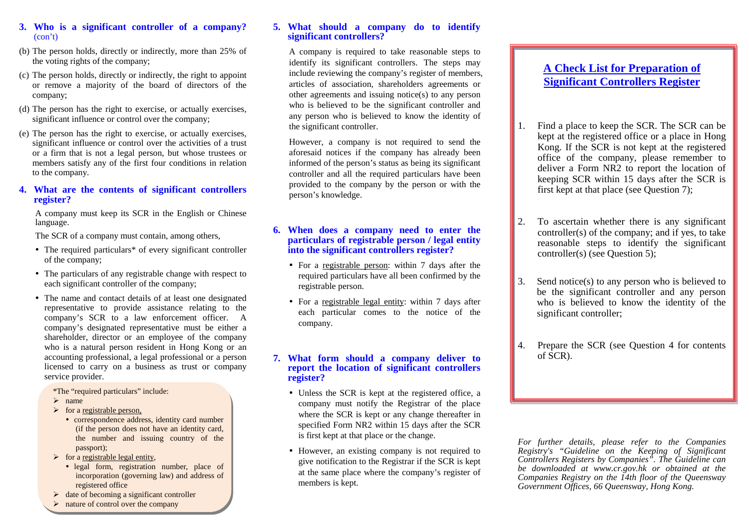### 3. Who is a significant controller of a company? (con't)

(b) The person holds, directly or indirectly, more than 25% of the voting rights of the company;

(c) The person holds, directly or indirectly, the right to appoint or remove a majority of the board of directors of the company;

(d) The person has the right to exercise, or actually exercises, significant influence or control over the company;

(e) The person has the right to exercise, or actually exercises, significant influence or control over the activities of a trust or a firm that is not a legal person, but whose trustees or members satisfy any of the first four conditions in relation to the company.

### 4. What are the contents of significant controllers register?

A company must keep its SCR in the English or Chinese language.

The SCR of a company must contain, among others,

- The required particulars* of every significant controller of the company;
- The particulars of any registrable change with respect to each significant controller of the company;
- The name and contact details of at least one designated representative to provide assistance relating to the company's SCR to a law enforcement officer. A company's designated representative must be either a shareholder, director or an employee of the company who is a natural person resident in Hong Kong or an accounting professional, a legal professional or a person licensed to carry on a business as trust or company service provider.

*The "required particulars" include:

- name
- for a registrable person,
  - correspondence address, identity card number (if the person does not have an identity card, the number and issuing country of the passport);
- for a registrable legal entity,
  - legal form, registration number, place of incorporation (governing law) and address of registered office
- date of becoming a significant controller
- nature of control over the company

### 5. What should a company do to identify significant controllers?

A company is required to take reasonable steps to identify its significant controllers. The steps may include reviewing the company's register of members, articles of association, shareholders agreements or other agreements and issuing notice(s) to any person who is believed to be the significant controller and any person who is believed to know the identity of the significant controller.

However, a company is not required to send the aforesaid notices if the company has already been informed of the person's status as being its significant controller and all the required particulars have been provided to the company by the person or with the person's knowledge.

### 6. When does a company need to enter the particulars of registrable person / legal entity into the significant controllers register?

- For a registrable person: within 7 days after the required particulars have all been confirmed by the registrable person.
- For a registrable legal entity: within 7 days after each particular comes to the notice of the company.

### 7. What form should a company deliver to report the location of significant controllers register?

- Unless the SCR is kept at the registered office, a company must notify the Registrar of the place where the SCR is kept or any change thereafter in specified Form NR2 within 15 days after the SCR is first kept at that place or the change.
- However, an existing company is not required to give notification to the Registrar if the SCR is kept at the same place where the company's register of members is kept.

## A Check List for Preparation of Significant Controllers Register

1. Find a place to keep the SCR. The SCR can be kept at the registered office or a place in Hong Kong. If the SCR is not kept at the registered office of the company, please remember to deliver a Form NR2 to report the location of keeping SCR within 15 days after the SCR is first kept at that place (see Question 7);
2. To ascertain whether there is any significant controller(s) of the company; and if yes, to take reasonable steps to identify the significant controller(s) (see Question 5);
3. Send notice(s) to any person who is believed to be the significant controller and any person who is believed to know the identity of the significant controller;
4. Prepare the SCR (see Question 4 for contents of SCR).

*For further details, please refer to the Companies Registry's "Guideline on the Keeping of Significant Controllers Registers by Companies". The Guideline can be downloaded at www.cr.gov.hk or obtained at the Companies Registry on the 14th floor of the Queensway Government Offices, 66 Queensway, Hong Kong.*